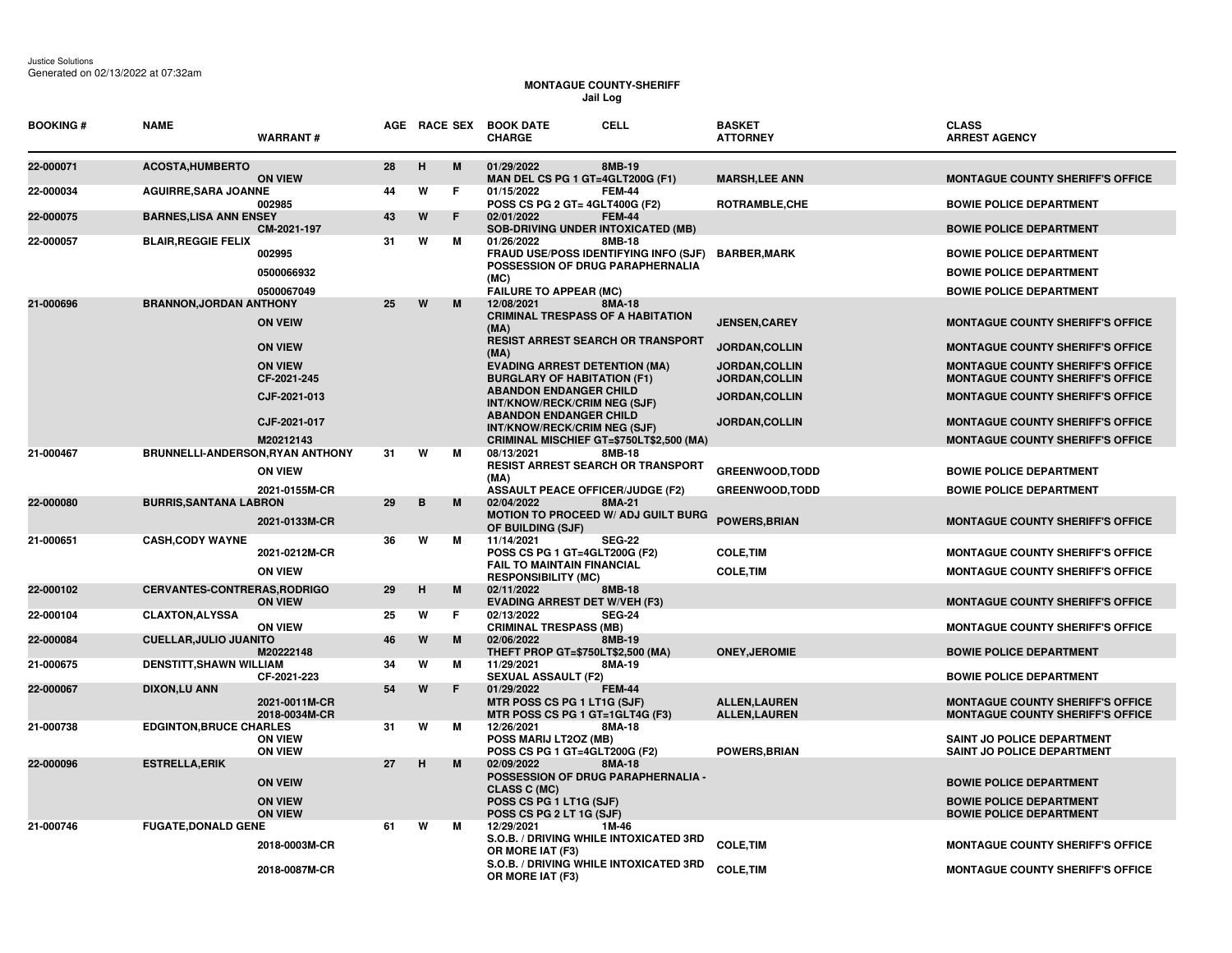Justice Solutions
Generated on 02/13/2022 at 07:32am

# MONTAGUE COUNTY-SHERIFF
## Jail Log

| BOOKING # | NAME / WARRANT # | AGE | RACE | SEX | BOOK DATE / CHARGE | CELL | BASKET / ATTORNEY | CLASS / ARREST AGENCY |
|---|---|---|---|---|---|---|---|---|
| 22-000071 | ACOSTA,HUMBERTO | 28 | H | M | 01/29/2022 | 8MB-19 | | |
| | ON VIEW | | | | MAN DEL CS PG 1 GT=4GLT200G (F1) | | MARSH,LEE ANN | MONTAGUE COUNTY SHERIFF'S OFFICE |
| 22-000034 | AGUIRRE,SARA JOANNE | 44 | W | F | 01/15/2022 | FEM-44 | | |
| | 002985 | | | | POSS CS PG 2 GT= 4GLT400G (F2) | | ROTRAMBLE,CHE | BOWIE POLICE DEPARTMENT |
| 22-000075 | BARNES,LISA ANN ENSEY | 43 | W | F | 02/01/2022 | FEM-44 | | |
| | CM-2021-197 | | | | SOB-DRIVING UNDER INTOXICATED (MB) | | | BOWIE POLICE DEPARTMENT |
| 22-000057 | BLAIR,REGGIE FELIX | 31 | W | M | 01/26/2022 | 8MB-18 | | |
| | 002995 | | | | FRAUD USE/POSS IDENTIFYING INFO (SJF) | | BARBER,MARK | BOWIE POLICE DEPARTMENT |
| | 0500066932 | | | | POSSESSION OF DRUG PARAPHERNALIA (MC) | | | BOWIE POLICE DEPARTMENT |
| | 0500067049 | | | | FAILURE TO APPEAR (MC) | | | BOWIE POLICE DEPARTMENT |
| 21-000696 | BRANNON,JORDAN ANTHONY | 25 | W | M | 12/08/2021 | 8MA-18 | | |
| | ON VEIW | | | | CRIMINAL TRESPASS OF A HABITATION (MA) | | JENSEN,CAREY | MONTAGUE COUNTY SHERIFF'S OFFICE |
| | ON VIEW | | | | RESIST ARREST SEARCH OR TRANSPORT (MA) | | JORDAN,COLLIN | MONTAGUE COUNTY SHERIFF'S OFFICE |
| | ON VIEW | | | | EVADING ARREST DETENTION (MA) | | JORDAN,COLLIN | MONTAGUE COUNTY SHERIFF'S OFFICE |
| | CF-2021-245 | | | | BURGLARY OF HABITATION (F1) | | JORDAN,COLLIN | MONTAGUE COUNTY SHERIFF'S OFFICE |
| | CJF-2021-013 | | | | ABANDON ENDANGER CHILD INT/KNOW/RECK/CRIM NEG (SJF) | | JORDAN,COLLIN | MONTAGUE COUNTY SHERIFF'S OFFICE |
| | CJF-2021-017 | | | | ABANDON ENDANGER CHILD INT/KNOW/RECK/CRIM NEG (SJF) | | JORDAN,COLLIN | MONTAGUE COUNTY SHERIFF'S OFFICE |
| | M20212143 | | | | CRIMINAL MISCHIEF GT=$750LT$2,500 (MA) | | | MONTAGUE COUNTY SHERIFF'S OFFICE |
| 21-000467 | BRUNNELLI-ANDERSON,RYAN ANTHONY | 31 | W | M | 08/13/2021 | 8MB-18 | | |
| | ON VIEW | | | | RESIST ARREST SEARCH OR TRANSPORT (MA) | | GREENWOOD,TODD | BOWIE POLICE DEPARTMENT |
| | 2021-0155M-CR | | | | ASSAULT PEACE OFFICER/JUDGE (F2) | | GREENWOOD,TODD | BOWIE POLICE DEPARTMENT |
| 22-000080 | BURRIS,SANTANA LABRON | 29 | B | M | 02/04/2022 | 8MA-21 | | |
| | 2021-0133M-CR | | | | MOTION TO PROCEED W/ ADJ GUILT BURG OF BUILDING (SJF) | | POWERS,BRIAN | MONTAGUE COUNTY SHERIFF'S OFFICE |
| 21-000651 | CASH,CODY WAYNE | 36 | W | M | 11/14/2021 | SEG-22 | | |
| | 2021-0212M-CR | | | | POSS CS PG 1 GT=4GLT200G (F2) | | COLE,TIM | MONTAGUE COUNTY SHERIFF'S OFFICE |
| | ON VIEW | | | | FAIL TO MAINTAIN FINANCIAL RESPONSIBILITY (MC) | | COLE,TIM | MONTAGUE COUNTY SHERIFF'S OFFICE |
| 22-000102 | CERVANTES-CONTRERAS,RODRIGO | 29 | H | M | 02/11/2022 | 8MB-18 | | |
| | ON VIEW | | | | EVADING ARREST DET W/VEH (F3) | | | MONTAGUE COUNTY SHERIFF'S OFFICE |
| 22-000104 | CLAXTON,ALYSSA | 25 | W | F | 02/13/2022 | SEG-24 | | |
| | ON VIEW | | | | CRIMINAL TRESPASS (MB) | | | MONTAGUE COUNTY SHERIFF'S OFFICE |
| 22-000084 | CUELLAR,JULIO JUANITO | 46 | W | M | 02/06/2022 | 8MB-19 | | |
| | M20222148 | | | | THEFT PROP GT=$750LT$2,500 (MA) | | ONEY,JEROMIE | BOWIE POLICE DEPARTMENT |
| 21-000675 | DENSTITT,SHAWN WILLIAM | 34 | W | M | 11/29/2021 | 8MA-19 | | |
| | CF-2021-223 | | | | SEXUAL ASSAULT (F2) | | | BOWIE POLICE DEPARTMENT |
| 22-000067 | DIXON,LU ANN | 54 | W | F | 01/29/2022 | FEM-44 | | |
| | 2021-0011M-CR | | | | MTR POSS CS PG 1 LT1G (SJF) | | ALLEN,LAUREN | MONTAGUE COUNTY SHERIFF'S OFFICE |
| | 2018-0034M-CR | | | | MTR POSS CS PG 1 GT=1GLT4G (F3) | | ALLEN,LAUREN | MONTAGUE COUNTY SHERIFF'S OFFICE |
| 21-000738 | EDGINTON,BRUCE CHARLES | 31 | W | M | 12/26/2021 | 8MA-18 | | |
| | ON VIEW | | | | POSS MARIJ LT2OZ (MB) | | | SAINT JO POLICE DEPARTMENT |
| | ON VIEW | | | | POSS CS PG 1 GT=4GLT200G (F2) | | POWERS,BRIAN | SAINT JO POLICE DEPARTMENT |
| 22-000096 | ESTRELLA,ERIK | 27 | H | M | 02/09/2022 | 8MA-18 | | |
| | ON VEIW | | | | POSSESSION OF DRUG PARAPHERNALIA - CLASS C (MC) | | | BOWIE POLICE DEPARTMENT |
| | ON VIEW | | | | POSS CS PG 1 LT1G (SJF) | | | BOWIE POLICE DEPARTMENT |
| | ON VIEW | | | | POSS CS PG 2 LT 1G (SJF) | | | BOWIE POLICE DEPARTMENT |
| 21-000746 | FUGATE,DONALD GENE | 61 | W | M | 12/29/2021 | 1M-46 | | |
| | 2018-0003M-CR | | | | S.O.B. / DRIVING WHILE INTOXICATED 3RD OR MORE IAT (F3) | | COLE,TIM | MONTAGUE COUNTY SHERIFF'S OFFICE |
| | 2018-0087M-CR | | | | S.O.B. / DRIVING WHILE INTOXICATED 3RD OR MORE IAT (F3) | | COLE,TIM | MONTAGUE COUNTY SHERIFF'S OFFICE |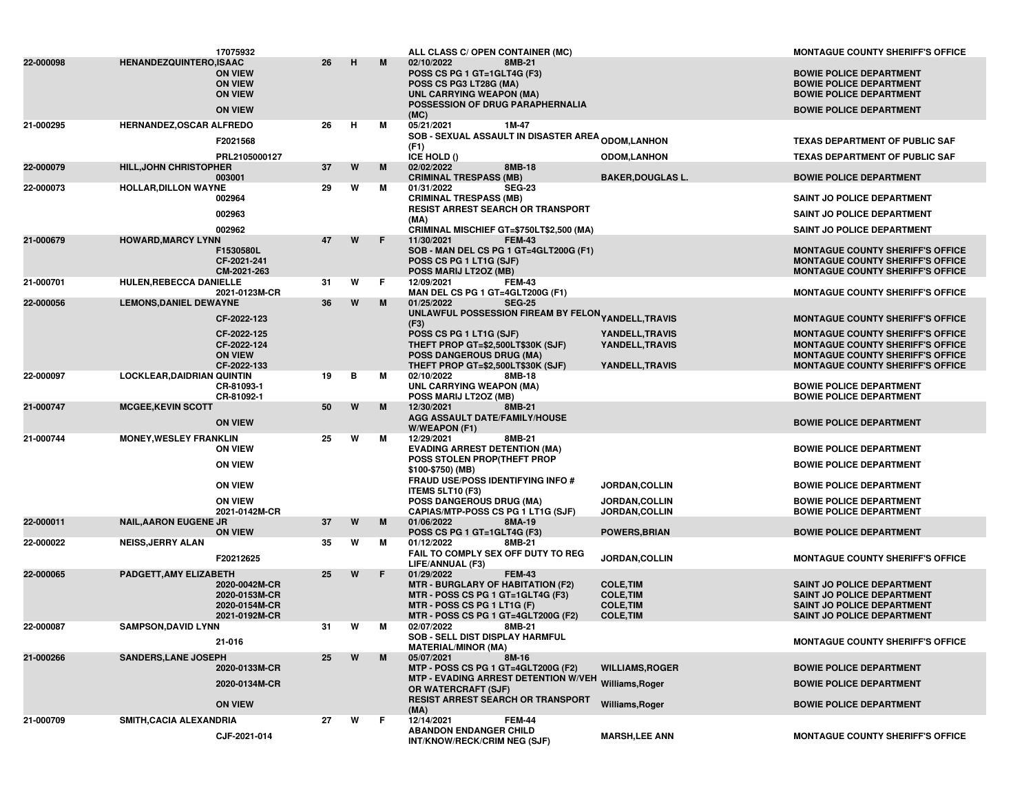| Booking # | Name / Warrant # | Age | Race | Sex | Date / Charge | Cell | Judge | Agency |
|---|---|---|---|---|---|---|---|---|
| | 17075932 | | | | ALL CLASS C/ OPEN CONTAINER (MC) | | | MONTAGUE COUNTY SHERIFF'S OFFICE |
| 22-000098 | HENANDEZQUINTERO,ISAAC | 26 | H | M | 02/10/2022 | 8MB-21 | | |
| | ON VIEW | | | | POSS CS PG 1 GT=1GLT4G (F3) | | | BOWIE POLICE DEPARTMENT |
| | ON VIEW | | | | POSS CS PG3 LT28G (MA) | | | BOWIE POLICE DEPARTMENT |
| | ON VIEW | | | | UNL CARRYING WEAPON (MA) | | | BOWIE POLICE DEPARTMENT |
| | ON VIEW | | | | POSSESSION OF DRUG PARAPHERNALIA (MC) | | | BOWIE POLICE DEPARTMENT |
| 21-000295 | HERNANDEZ,OSCAR ALFREDO | 26 | H | M | 05/21/2021 | 1M-47 | | |
| | F2021568 | | | | SOB - SEXUAL ASSAULT IN DISASTER AREA (F1) | | ODOM,LANHON | TEXAS DEPARTMENT OF PUBLIC SAF |
| | PRL2105000127 | | | | ICE HOLD () | | ODOM,LANHON | TEXAS DEPARTMENT OF PUBLIC SAF |
| 22-000079 | HILL,JOHN CHRISTOPHER | 37 | W | M | 02/02/2022 | 8MB-18 | | |
| | 003001 | | | | CRIMINAL TRESPASS (MB) | | BAKER,DOUGLAS L. | BOWIE POLICE DEPARTMENT |
| 22-000073 | HOLLAR,DILLON WAYNE | 29 | W | M | 01/31/2022 | SEG-23 | | |
| | 002964 | | | | CRIMINAL TRESPASS (MB) | | | SAINT JO POLICE DEPARTMENT |
| | 002963 | | | | RESIST ARREST SEARCH OR TRANSPORT (MA) | | | SAINT JO POLICE DEPARTMENT |
| | 002962 | | | | CRIMINAL MISCHIEF GT=$750LT$2,500 (MA) | | | SAINT JO POLICE DEPARTMENT |
| 21-000679 | HOWARD,MARCY LYNN | 47 | W | F | 11/30/2021 | FEM-43 | | |
| | F1530580L | | | | SOB - MAN DEL CS PG 1 GT=4GLT200G (F1) | | | MONTAGUE COUNTY SHERIFF'S OFFICE |
| | CF-2021-241 | | | | POSS CS PG 1 LT1G (SJF) | | | MONTAGUE COUNTY SHERIFF'S OFFICE |
| | CM-2021-263 | | | | POSS MARIJ LT2OZ (MB) | | | MONTAGUE COUNTY SHERIFF'S OFFICE |
| 21-000701 | HULEN,REBECCA DANIELLE | 31 | W | F | 12/09/2021 | FEM-43 | | |
| | 2021-0123M-CR | | | | MAN DEL CS PG 1 GT=4GLT200G (F1) | | | MONTAGUE COUNTY SHERIFF'S OFFICE |
| 22-000056 | LEMONS,DANIEL DEWAYNE | 36 | W | M | 01/25/2022 | SEG-25 | | |
| | CF-2022-123 | | | | UNLAWFUL POSSESSION FIREAM BY FELON (F3) | | YANDELL,TRAVIS | MONTAGUE COUNTY SHERIFF'S OFFICE |
| | CF-2022-125 | | | | POSS CS PG 1 LT1G (SJF) | | YANDELL,TRAVIS | MONTAGUE COUNTY SHERIFF'S OFFICE |
| | CF-2022-124 | | | | THEFT PROP GT=$2,500LT$30K (SJF) | | YANDELL,TRAVIS | MONTAGUE COUNTY SHERIFF'S OFFICE |
| | ON VIEW | | | | POSS DANGEROUS DRUG (MA) | | | MONTAGUE COUNTY SHERIFF'S OFFICE |
| | CF-2022-133 | | | | THEFT PROP GT=$2,500LT$30K (SJF) | | YANDELL,TRAVIS | MONTAGUE COUNTY SHERIFF'S OFFICE |
| 22-000097 | LOCKLEAR,DAIDRIAN QUINTIN | 19 | B | M | 02/10/2022 | 8MB-18 | | |
| | CR-81093-1 | | | | UNL CARRYING WEAPON (MA) | | | BOWIE POLICE DEPARTMENT |
| | CR-81092-1 | | | | POSS MARIJ LT2OZ (MB) | | | BOWIE POLICE DEPARTMENT |
| 21-000747 | MCGEE,KEVIN SCOTT | 50 | W | M | 12/30/2021 | 8MB-21 | | |
| | ON VIEW | | | | AGG ASSAULT DATE/FAMILY/HOUSE W/WEAPON (F1) | | | BOWIE POLICE DEPARTMENT |
| 21-000744 | MONEY,WESLEY FRANKLIN | 25 | W | M | 12/29/2021 | 8MB-21 | | |
| | ON VIEW | | | | EVADING ARREST DETENTION (MA) | | | BOWIE POLICE DEPARTMENT |
| | ON VIEW | | | | POSS STOLEN PROP(THEFT PROP $100-$750) (MB) | | | BOWIE POLICE DEPARTMENT |
| | ON VIEW | | | | FRAUD USE/POSS IDENTIFYING INFO # ITEMS 5LT10 (F3) | | JORDAN,COLLIN | BOWIE POLICE DEPARTMENT |
| | ON VIEW | | | | POSS DANGEROUS DRUG (MA) | | JORDAN,COLLIN | BOWIE POLICE DEPARTMENT |
| | 2021-0142M-CR | | | | CAPIAS/MTP-POSS CS PG 1 LT1G (SJF) | | JORDAN,COLLIN | BOWIE POLICE DEPARTMENT |
| 22-000011 | NAIL,AARON EUGENE JR | 37 | W | M | 01/06/2022 | 8MA-19 | | |
| | ON VIEW | | | | POSS CS PG 1 GT=1GLT4G (F3) | | POWERS,BRIAN | BOWIE POLICE DEPARTMENT |
| 22-000022 | NEISS,JERRY ALAN | 35 | W | M | 01/12/2022 | 8MB-21 | | |
| | F20212625 | | | | FAIL TO COMPLY SEX OFF DUTY TO REG LIFE/ANNUAL (F3) | | JORDAN,COLLIN | MONTAGUE COUNTY SHERIFF'S OFFICE |
| 22-000065 | PADGETT,AMY ELIZABETH | 25 | W | F | 01/29/2022 | FEM-43 | | |
| | 2020-0042M-CR | | | | MTR - BURGLARY OF HABITATION (F2) | | COLE,TIM | SAINT JO POLICE DEPARTMENT |
| | 2020-0153M-CR | | | | MTR - POSS CS PG 1 GT=1GLT4G (F3) | | COLE,TIM | SAINT JO POLICE DEPARTMENT |
| | 2020-0154M-CR | | | | MTR - POSS CS PG 1 LT1G (F) | | COLE,TIM | SAINT JO POLICE DEPARTMENT |
| | 2021-0192M-CR | | | | MTR - POSS CS PG 1 GT=4GLT200G (F2) | | COLE,TIM | SAINT JO POLICE DEPARTMENT |
| 22-000087 | SAMPSON,DAVID LYNN | 31 | W | M | 02/07/2022 | 8MB-21 | | |
| | 21-016 | | | | SOB - SELL DIST DISPLAY HARMFUL MATERIAL/MINOR (MA) | | | MONTAGUE COUNTY SHERIFF'S OFFICE |
| 21-000266 | SANDERS,LANE JOSEPH | 25 | W | M | 05/07/2021 | 8M-16 | | |
| | 2020-0133M-CR | | | | MTP - POSS CS PG 1 GT=4GLT200G (F2) | | WILLIAMS,ROGER | BOWIE POLICE DEPARTMENT |
| | 2020-0134M-CR | | | | MTP - EVADING ARREST DETENTION W/VEH OR WATERCRAFT (SJF) | | Williams,Roger | BOWIE POLICE DEPARTMENT |
| | ON VIEW | | | | RESIST ARREST SEARCH OR TRANSPORT (MA) | | Williams,Roger | BOWIE POLICE DEPARTMENT |
| 21-000709 | SMITH,CACIA ALEXANDRIA | 27 | W | F | 12/14/2021 | FEM-44 | | |
| | CJF-2021-014 | | | | ABANDON ENDANGER CHILD INT/KNOW/RECK/CRIM NEG (SJF) | | MARSH,LEE ANN | MONTAGUE COUNTY SHERIFF'S OFFICE |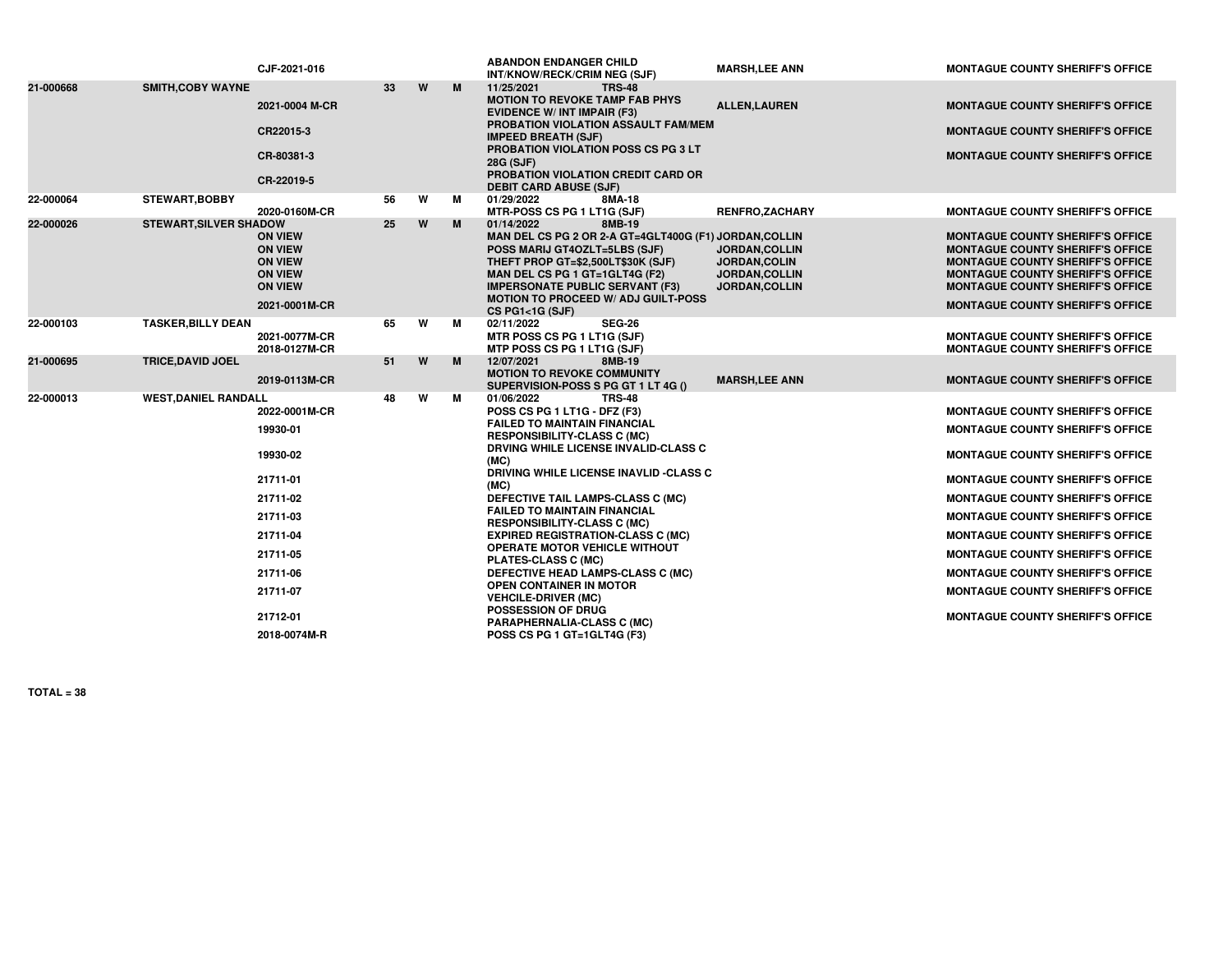| | | | | | | | | |
|---|---|---|---|---|---|---|---|---|
| | | CJF-2021-016 | | | | ABANDON ENDANGER CHILD INT/KNOW/RECK/CRIM NEG (SJF) | MARSH,LEE ANN | MONTAGUE COUNTY SHERIFF'S OFFICE |
| 21-000668 | SMITH,COBY WAYNE | | 33 | W | M | 11/25/2021 TRS-48 | | |
| | | 2021-0004 M-CR | | | | MOTION TO REVOKE TAMP FAB PHYS EVIDENCE W/ INT IMPAIR (F3) | ALLEN,LAUREN | MONTAGUE COUNTY SHERIFF'S OFFICE |
| | | CR22015-3 | | | | PROBATION VIOLATION ASSAULT FAM/MEM IMPEED BREATH (SJF) | | MONTAGUE COUNTY SHERIFF'S OFFICE |
| | | CR-80381-3 | | | | PROBATION VIOLATION POSS CS PG 3 LT 28G (SJF) | | MONTAGUE COUNTY SHERIFF'S OFFICE |
| | | CR-22019-5 | | | | PROBATION VIOLATION CREDIT CARD OR DEBIT CARD ABUSE (SJF) | | |
| 22-000064 | STEWART,BOBBY | | 56 | W | M | 01/29/2022 8MA-18 | | |
| | | 2020-0160M-CR | | | | MTR-POSS CS PG 1 LT1G (SJF) | RENFRO,ZACHARY | MONTAGUE COUNTY SHERIFF'S OFFICE |
| 22-000026 | STEWART,SILVER SHADOW | | 25 | W | M | 01/14/2022 8MB-19 | | |
| | | ON VIEW | | | | MAN DEL CS PG 2 OR 2-A GT=4GLT400G (F1) | JORDAN,COLLIN | MONTAGUE COUNTY SHERIFF'S OFFICE |
| | | ON VIEW | | | | POSS MARIJ GT4OZLT=5LBS (SJF) | JORDAN,COLLIN | MONTAGUE COUNTY SHERIFF'S OFFICE |
| | | ON VIEW | | | | THEFT PROP GT=$2,500LT$30K (SJF) | JORDAN,COLIN | MONTAGUE COUNTY SHERIFF'S OFFICE |
| | | ON VIEW | | | | MAN DEL CS PG 1 GT=1GLT4G (F2) | JORDAN,COLLIN | MONTAGUE COUNTY SHERIFF'S OFFICE |
| | | ON VIEW | | | | IMPERSONATE PUBLIC SERVANT (F3) | JORDAN,COLLIN | MONTAGUE COUNTY SHERIFF'S OFFICE |
| | | 2021-0001M-CR | | | | MOTION TO PROCEED W/ ADJ GUILT-POSS CS PG1<1G (SJF) | | MONTAGUE COUNTY SHERIFF'S OFFICE |
| 22-000103 | TASKER,BILLY DEAN | | 65 | W | M | 02/11/2022 SEG-26 | | |
| | | 2021-0077M-CR | | | | MTR POSS CS PG 1 LT1G (SJF) | | MONTAGUE COUNTY SHERIFF'S OFFICE |
| | | 2018-0127M-CR | | | | MTP POSS CS PG 1 LT1G (SJF) | | MONTAGUE COUNTY SHERIFF'S OFFICE |
| 21-000695 | TRICE,DAVID JOEL | | 51 | W | M | 12/07/2021 8MB-19 | | |
| | | 2019-0113M-CR | | | | MOTION TO REVOKE COMMUNITY SUPERVISION-POSS S PG GT 1 LT 4G () | MARSH,LEE ANN | MONTAGUE COUNTY SHERIFF'S OFFICE |
| 22-000013 | WEST,DANIEL RANDALL | | 48 | W | M | 01/06/2022 TRS-48 | | |
| | | 2022-0001M-CR | | | | POSS CS PG 1 LT1G - DFZ (F3) | | MONTAGUE COUNTY SHERIFF'S OFFICE |
| | | 19930-01 | | | | FAILED TO MAINTAIN FINANCIAL RESPONSIBILITY-CLASS C (MC) | | MONTAGUE COUNTY SHERIFF'S OFFICE |
| | | 19930-02 | | | | DRVING WHILE LICENSE INVALID-CLASS C (MC) | | MONTAGUE COUNTY SHERIFF'S OFFICE |
| | | 21711-01 | | | | DRIVING WHILE LICENSE INAVLID -CLASS C (MC) | | MONTAGUE COUNTY SHERIFF'S OFFICE |
| | | 21711-02 | | | | DEFECTIVE TAIL LAMPS-CLASS C (MC) | | MONTAGUE COUNTY SHERIFF'S OFFICE |
| | | 21711-03 | | | | FAILED TO MAINTAIN FINANCIAL RESPONSIBILITY-CLASS C (MC) | | MONTAGUE COUNTY SHERIFF'S OFFICE |
| | | 21711-04 | | | | EXPIRED REGISTRATION-CLASS C (MC) | | MONTAGUE COUNTY SHERIFF'S OFFICE |
| | | 21711-05 | | | | OPERATE MOTOR VEHICLE WITHOUT PLATES-CLASS C (MC) | | MONTAGUE COUNTY SHERIFF'S OFFICE |
| | | 21711-06 | | | | DEFECTIVE HEAD LAMPS-CLASS C (MC) | | MONTAGUE COUNTY SHERIFF'S OFFICE |
| | | 21711-07 | | | | OPEN CONTAINER IN MOTOR VEHCILE-DRIVER (MC) | | MONTAGUE COUNTY SHERIFF'S OFFICE |
| | | 21712-01 | | | | POSSESSION OF DRUG PARAPHERNALIA-CLASS C (MC) | | MONTAGUE COUNTY SHERIFF'S OFFICE |
| | | 2018-0074M-R | | | | POSS CS PG 1 GT=1GLT4G (F3) | | |

**TOTAL = 38**